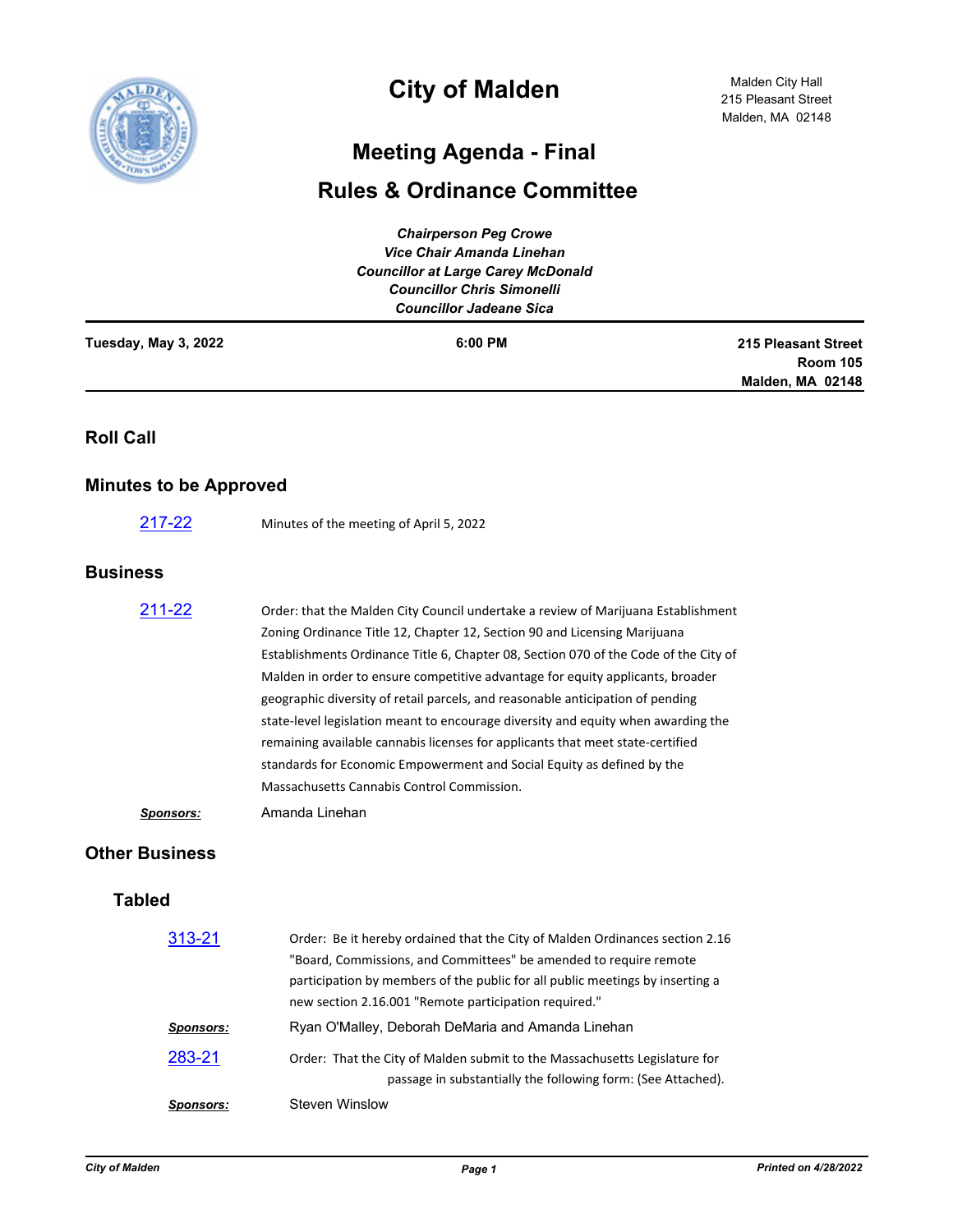# City of Malden

Malden City Hall
215 Pleasant Street
Malden, MA 02148

## Meeting Agenda - Final

## Rules & Ordinance Committee

*Chairperson Peg Crowe*
*Vice Chair Amanda Linehan*
*Councillor at Large Carey McDonald*
*Councillor Chris Simonelli*
*Councillor Jadeane Sica*

**Tuesday, May 3, 2022** | **6:00 PM** | **215 Pleasant Street, Room 105, Malden, MA 02148**

## Roll Call

## Minutes to be Approved

217-22 Minutes of the meeting of April 5, 2022

## Business

211-22 Order: that the Malden City Council undertake a review of Marijuana Establishment Zoning Ordinance Title 12, Chapter 12, Section 90 and Licensing Marijuana Establishments Ordinance Title 6, Chapter 08, Section 070 of the Code of the City of Malden in order to ensure competitive advantage for equity applicants, broader geographic diversity of retail parcels, and reasonable anticipation of pending state-level legislation meant to encourage diversity and equity when awarding the remaining available cannabis licenses for applicants that meet state-certified standards for Economic Empowerment and Social Equity as defined by the Massachusetts Cannabis Control Commission.

***Sponsors:*** Amanda Linehan

## Other Business

### Tabled

313-21 Order: Be it hereby ordained that the City of Malden Ordinances section 2.16 "Board, Commissions, and Committees" be amended to require remote participation by members of the public for all public meetings by inserting a new section 2.16.001 "Remote participation required."

***Sponsors:*** Ryan O'Malley, Deborah DeMaria and Amanda Linehan

283-21 Order: That the City of Malden submit to the Massachusetts Legislature for passage in substantially the following form: (See Attached).

***Sponsors:*** Steven Winslow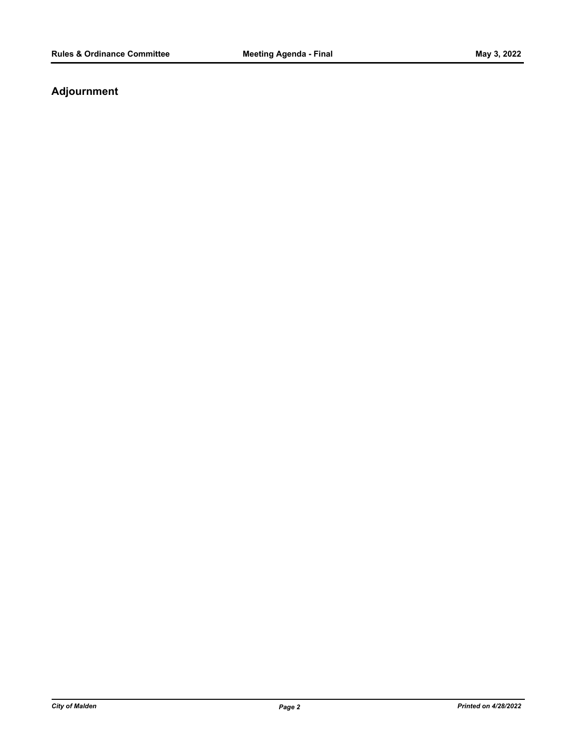## Adjournment